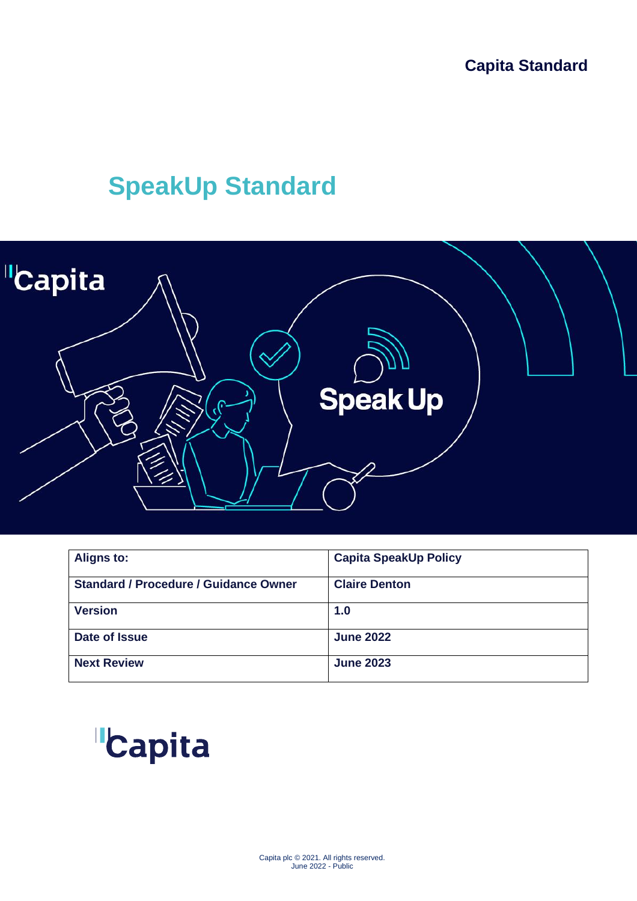Capita Standard

# SpeakUp Standard

| Aligns to: | Capita SpeakUp Policy |
|---|---|
| Standard / Procedure / Guidance Owner | Claire Denton |
| Version | 1.0 |
| Date of Issue | June 2022 |
| Next Review | June 2023 |

Capita plc © 2021. All rights reserved.
June 2022 - Public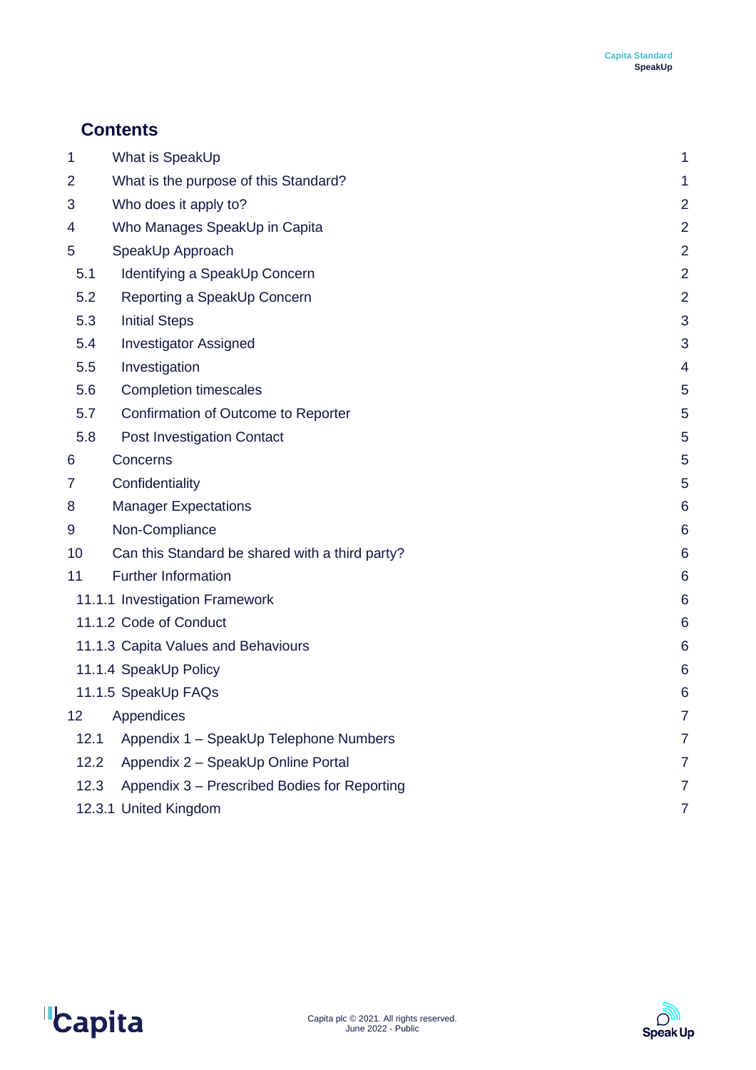## Contents

| | | |
|---|---|---|
| 1 | What is SpeakUp | 1 |
| 2 | What is the purpose of this Standard? | 1 |
| 3 | Who does it apply to? | 2 |
| 4 | Who Manages SpeakUp in Capita | 2 |
| 5 | SpeakUp Approach | 2 |
| 5.1 | Identifying a SpeakUp Concern | 2 |
| 5.2 | Reporting a SpeakUp Concern | 2 |
| 5.3 | Initial Steps | 3 |
| 5.4 | Investigator Assigned | 3 |
| 5.5 | Investigation | 4 |
| 5.6 | Completion timescales | 5 |
| 5.7 | Confirmation of Outcome to Reporter | 5 |
| 5.8 | Post Investigation Contact | 5 |
| 6 | Concerns | 5 |
| 7 | Confidentiality | 5 |
| 8 | Manager Expectations | 6 |
| 9 | Non-Compliance | 6 |
| 10 | Can this Standard be shared with a third party? | 6 |
| 11 | Further Information | 6 |
| 11.1.1 | Investigation Framework | 6 |
| 11.1.2 | Code of Conduct | 6 |
| 11.1.3 | Capita Values and Behaviours | 6 |
| 11.1.4 | SpeakUp Policy | 6 |
| 11.1.5 | SpeakUp FAQs | 6 |
| 12 | Appendices | 7 |
| 12.1 | Appendix 1 – SpeakUp Telephone Numbers | 7 |
| 12.2 | Appendix 2 – SpeakUp Online Portal | 7 |
| 12.3 | Appendix 3 – Prescribed Bodies for Reporting | 7 |
| 12.3.1 | United Kingdom | 7 |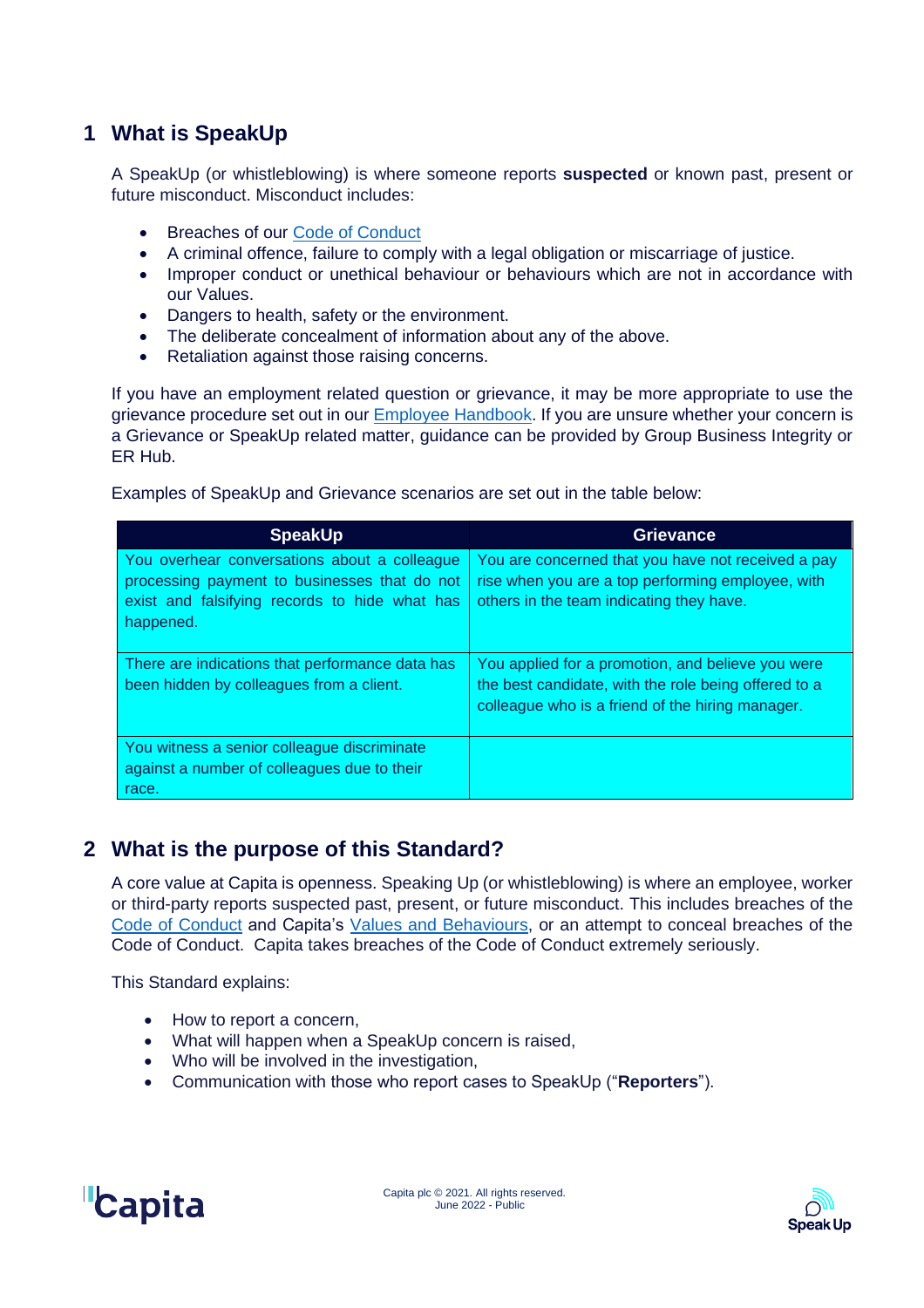## 1 What is SpeakUp

A SpeakUp (or whistleblowing) is where someone reports **suspected** or known past, present or future misconduct. Misconduct includes:

- Breaches of our Code of Conduct
- A criminal offence, failure to comply with a legal obligation or miscarriage of justice.
- Improper conduct or unethical behaviour or behaviours which are not in accordance with our Values.
- Dangers to health, safety or the environment.
- The deliberate concealment of information about any of the above.
- Retaliation against those raising concerns.

If you have an employment related question or grievance, it may be more appropriate to use the grievance procedure set out in our Employee Handbook. If you are unsure whether your concern is a Grievance or SpeakUp related matter, guidance can be provided by Group Business Integrity or ER Hub.

Examples of SpeakUp and Grievance scenarios are set out in the table below:

| SpeakUp | Grievance |
|---|---|
| You overhear conversations about a colleague processing payment to businesses that do not exist and falsifying records to hide what has happened. | You are concerned that you have not received a pay rise when you are a top performing employee, with others in the team indicating they have. |
| There are indications that performance data has been hidden by colleagues from a client. | You applied for a promotion, and believe you were the best candidate, with the role being offered to a colleague who is a friend of the hiring manager. |
| You witness a senior colleague discriminate against a number of colleagues due to their race. | |

## 2 What is the purpose of this Standard?

A core value at Capita is openness. Speaking Up (or whistleblowing) is where an employee, worker or third-party reports suspected past, present, or future misconduct. This includes breaches of the Code of Conduct and Capita's Values and Behaviours, or an attempt to conceal breaches of the Code of Conduct. Capita takes breaches of the Code of Conduct extremely seriously.

This Standard explains:

- How to report a concern,
- What will happen when a SpeakUp concern is raised,
- Who will be involved in the investigation,
- Communication with those who report cases to SpeakUp ("**Reporters**").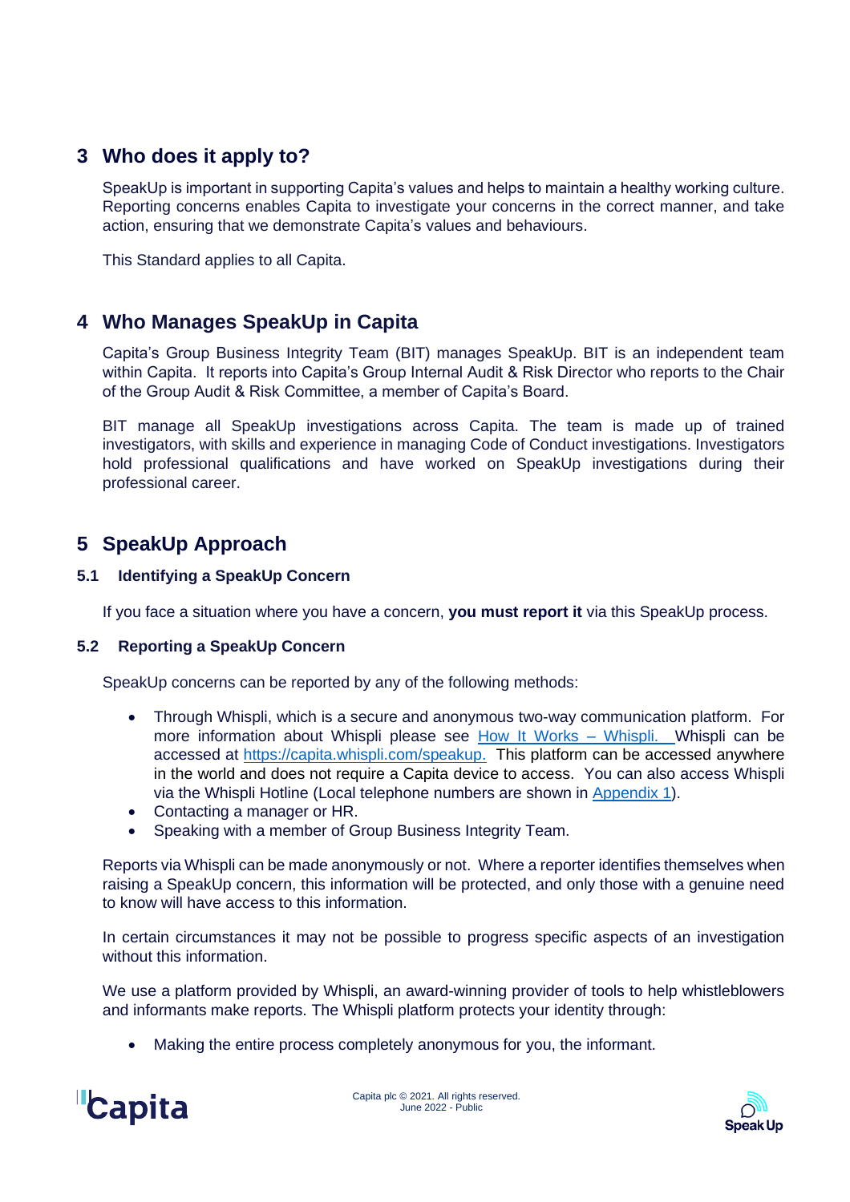## 3 Who does it apply to?

SpeakUp is important in supporting Capita's values and helps to maintain a healthy working culture. Reporting concerns enables Capita to investigate your concerns in the correct manner, and take action, ensuring that we demonstrate Capita's values and behaviours.

This Standard applies to all Capita.

## 4 Who Manages SpeakUp in Capita

Capita's Group Business Integrity Team (BIT) manages SpeakUp. BIT is an independent team within Capita. It reports into Capita's Group Internal Audit & Risk Director who reports to the Chair of the Group Audit & Risk Committee, a member of Capita's Board.

BIT manage all SpeakUp investigations across Capita. The team is made up of trained investigators, with skills and experience in managing Code of Conduct investigations. Investigators hold professional qualifications and have worked on SpeakUp investigations during their professional career.

## 5 SpeakUp Approach

### 5.1 Identifying a SpeakUp Concern

If you face a situation where you have a concern, **you must report it** via this SpeakUp process.

### 5.2 Reporting a SpeakUp Concern

SpeakUp concerns can be reported by any of the following methods:

- Through Whispli, which is a secure and anonymous two-way communication platform. For more information about Whispli please see How It Works – Whispli. Whispli can be accessed at https://capita.whispli.com/speakup. This platform can be accessed anywhere in the world and does not require a Capita device to access. You can also access Whispli via the Whispli Hotline (Local telephone numbers are shown in Appendix 1).
- Contacting a manager or HR.
- Speaking with a member of Group Business Integrity Team.

Reports via Whispli can be made anonymously or not. Where a reporter identifies themselves when raising a SpeakUp concern, this information will be protected, and only those with a genuine need to know will have access to this information.

In certain circumstances it may not be possible to progress specific aspects of an investigation without this information.

We use a platform provided by Whispli, an award-winning provider of tools to help whistleblowers and informants make reports. The Whispli platform protects your identity through:

- Making the entire process completely anonymous for you, the informant.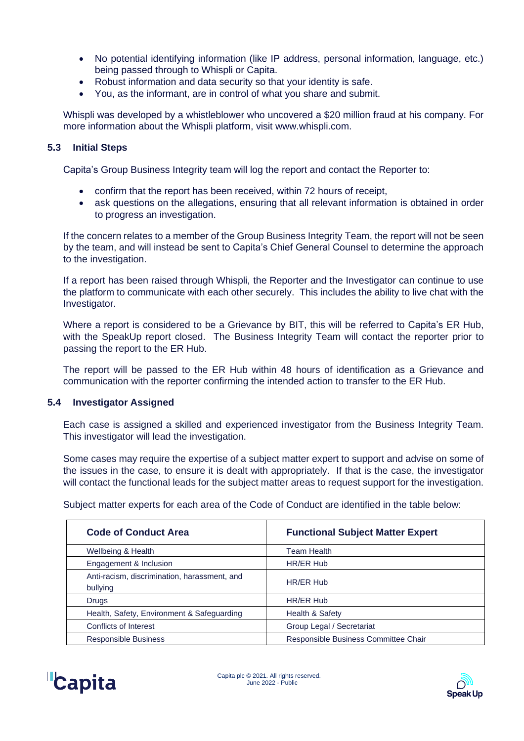- No potential identifying information (like IP address, personal information, language, etc.) being passed through to Whispli or Capita.
- Robust information and data security so that your identity is safe.
- You, as the informant, are in control of what you share and submit.

Whispli was developed by a whistleblower who uncovered a $20 million fraud at his company. For more information about the Whispli platform, visit www.whispli.com.

### 5.3 Initial Steps

Capita's Group Business Integrity team will log the report and contact the Reporter to:

- confirm that the report has been received, within 72 hours of receipt,
- ask questions on the allegations, ensuring that all relevant information is obtained in order to progress an investigation.

If the concern relates to a member of the Group Business Integrity Team, the report will not be seen by the team, and will instead be sent to Capita's Chief General Counsel to determine the approach to the investigation.

If a report has been raised through Whispli, the Reporter and the Investigator can continue to use the platform to communicate with each other securely. This includes the ability to live chat with the Investigator.

Where a report is considered to be a Grievance by BIT, this will be referred to Capita's ER Hub, with the SpeakUp report closed. The Business Integrity Team will contact the reporter prior to passing the report to the ER Hub.

The report will be passed to the ER Hub within 48 hours of identification as a Grievance and communication with the reporter confirming the intended action to transfer to the ER Hub.

### 5.4 Investigator Assigned

Each case is assigned a skilled and experienced investigator from the Business Integrity Team. This investigator will lead the investigation.

Some cases may require the expertise of a subject matter expert to support and advise on some of the issues in the case, to ensure it is dealt with appropriately. If that is the case, the investigator will contact the functional leads for the subject matter areas to request support for the investigation.

Subject matter experts for each area of the Code of Conduct are identified in the table below:

| Code of Conduct Area | Functional Subject Matter Expert |
| --- | --- |
| Wellbeing & Health | Team Health |
| Engagement & Inclusion | HR/ER Hub |
| Anti-racism, discrimination, harassment, and bullying | HR/ER Hub |
| Drugs | HR/ER Hub |
| Health, Safety, Environment & Safeguarding | Health & Safety |
| Conflicts of Interest | Group Legal / Secretariat |
| Responsible Business | Responsible Business Committee Chair |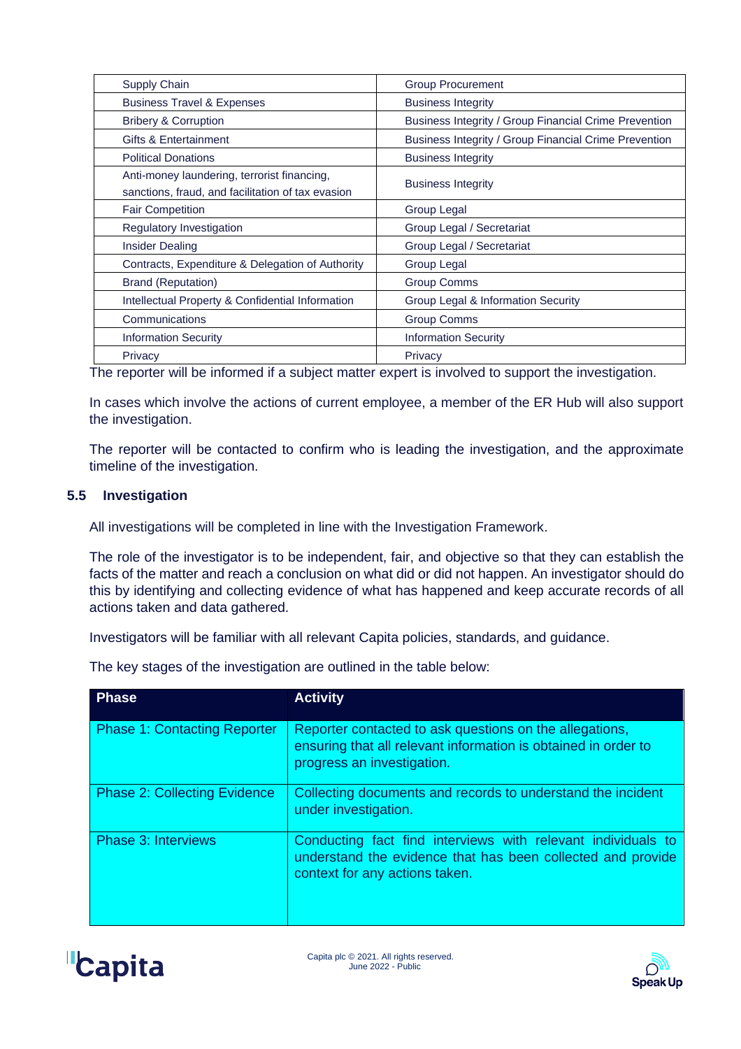| Supply Chain | Group Procurement |
|---|---|
| Business Travel & Expenses | Business Integrity |
| Bribery & Corruption | Business Integrity / Group Financial Crime Prevention |
| Gifts & Entertainment | Business Integrity / Group Financial Crime Prevention |
| Political Donations | Business Integrity |
| Anti-money laundering, terrorist financing, sanctions, fraud, and facilitation of tax evasion | Business Integrity |
| Fair Competition | Group Legal |
| Regulatory Investigation | Group Legal / Secretariat |
| Insider Dealing | Group Legal / Secretariat |
| Contracts, Expenditure & Delegation of Authority | Group Legal |
| Brand (Reputation) | Group Comms |
| Intellectual Property & Confidential Information | Group Legal & Information Security |
| Communications | Group Comms |
| Information Security | Information Security |
| Privacy | Privacy |

The reporter will be informed if a subject matter expert is involved to support the investigation.

In cases which involve the actions of current employee, a member of the ER Hub will also support the investigation.

The reporter will be contacted to confirm who is leading the investigation, and the approximate timeline of the investigation.

### 5.5 Investigation

All investigations will be completed in line with the Investigation Framework.

The role of the investigator is to be independent, fair, and objective so that they can establish the facts of the matter and reach a conclusion on what did or did not happen. An investigator should do this by identifying and collecting evidence of what has happened and keep accurate records of all actions taken and data gathered.

Investigators will be familiar with all relevant Capita policies, standards, and guidance.

The key stages of the investigation are outlined in the table below:

| Phase | Activity |
|---|---|
| Phase 1: Contacting Reporter | Reporter contacted to ask questions on the allegations, ensuring that all relevant information is obtained in order to progress an investigation. |
| Phase 2: Collecting Evidence | Collecting documents and records to understand the incident under investigation. |
| Phase 3: Interviews | Conducting fact find interviews with relevant individuals to understand the evidence that has been collected and provide context for any actions taken. |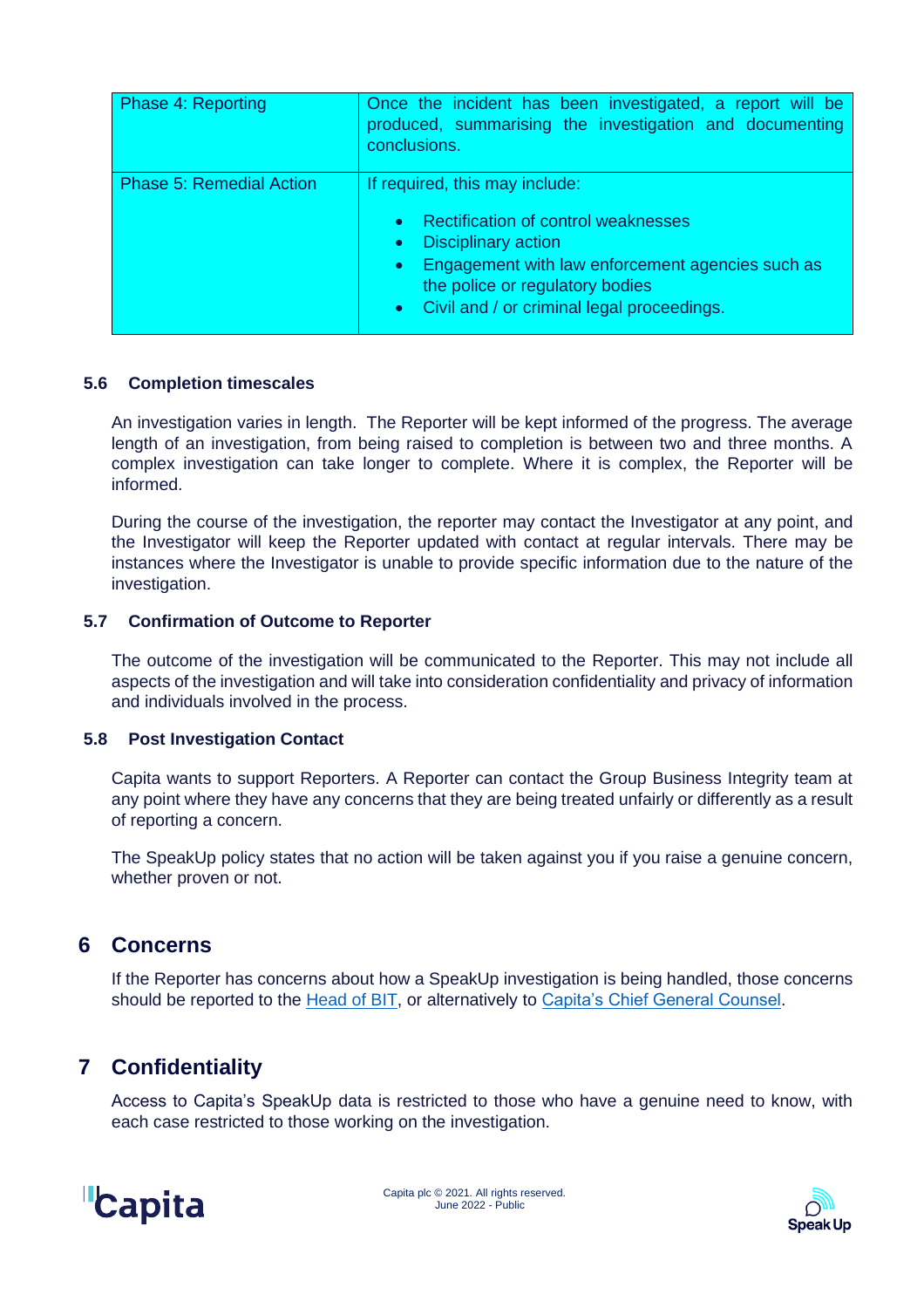| Phase 4: Reporting | Once the incident has been investigated, a report will be produced, summarising the investigation and documenting conclusions. |
|---|---|
| Phase 5: Remedial Action | If required, this may include:<br>• Rectification of control weaknesses<br>• Disciplinary action<br>• Engagement with law enforcement agencies such as the police or regulatory bodies<br>• Civil and / or criminal legal proceedings. |

### 5.6 Completion timescales

An investigation varies in length. The Reporter will be kept informed of the progress. The average length of an investigation, from being raised to completion is between two and three months. A complex investigation can take longer to complete. Where it is complex, the Reporter will be informed.

During the course of the investigation, the reporter may contact the Investigator at any point, and the Investigator will keep the Reporter updated with contact at regular intervals. There may be instances where the Investigator is unable to provide specific information due to the nature of the investigation.

### 5.7 Confirmation of Outcome to Reporter

The outcome of the investigation will be communicated to the Reporter. This may not include all aspects of the investigation and will take into consideration confidentiality and privacy of information and individuals involved in the process.

### 5.8 Post Investigation Contact

Capita wants to support Reporters. A Reporter can contact the Group Business Integrity team at any point where they have any concerns that they are being treated unfairly or differently as a result of reporting a concern.

The SpeakUp policy states that no action will be taken against you if you raise a genuine concern, whether proven or not.

## 6 Concerns

If the Reporter has concerns about how a SpeakUp investigation is being handled, those concerns should be reported to the Head of BIT, or alternatively to Capita's Chief General Counsel.

## 7 Confidentiality

Access to Capita's SpeakUp data is restricted to those who have a genuine need to know, with each case restricted to those working on the investigation.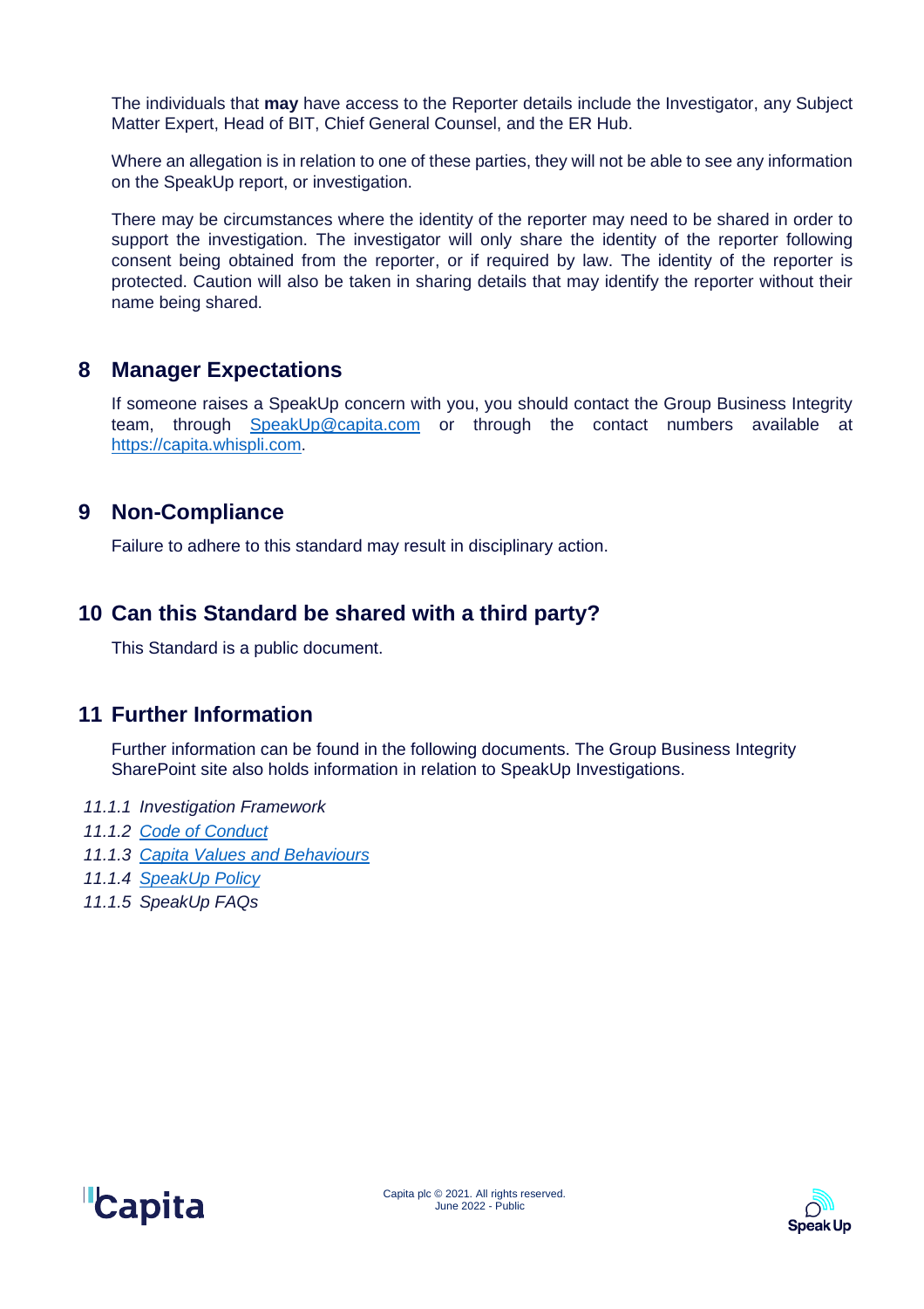The individuals that **may** have access to the Reporter details include the Investigator, any Subject Matter Expert, Head of BIT, Chief General Counsel, and the ER Hub.

Where an allegation is in relation to one of these parties, they will not be able to see any information on the SpeakUp report, or investigation.

There may be circumstances where the identity of the reporter may need to be shared in order to support the investigation. The investigator will only share the identity of the reporter following consent being obtained from the reporter, or if required by law. The identity of the reporter is protected. Caution will also be taken in sharing details that may identify the reporter without their name being shared.

## 8 Manager Expectations

If someone raises a SpeakUp concern with you, you should contact the Group Business Integrity team, through SpeakUp@capita.com or through the contact numbers available at https://capita.whispli.com.

## 9 Non-Compliance

Failure to adhere to this standard may result in disciplinary action.

## 10 Can this Standard be shared with a third party?

This Standard is a public document.

## 11 Further Information

Further information can be found in the following documents. The Group Business Integrity SharePoint site also holds information in relation to SpeakUp Investigations.

*11.1.1 Investigation Framework*

*11.1.2 Code of Conduct*

*11.1.3 Capita Values and Behaviours*

*11.1.4 SpeakUp Policy*

*11.1.5 SpeakUp FAQs*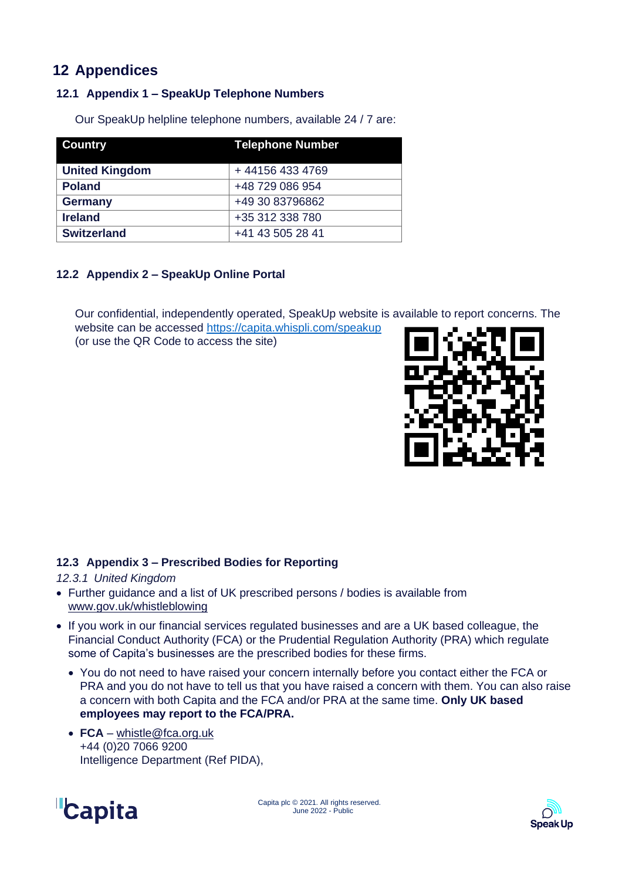# 12 Appendices

## 12.1 Appendix 1 – SpeakUp Telephone Numbers

Our SpeakUp helpline telephone numbers, available 24 / 7 are:

| Country | Telephone Number |
| --- | --- |
| **United Kingdom** | + 44156 433 4769 |
| **Poland** | +48 729 086 954 |
| **Germany** | +49 30 83796862 |
| **Ireland** | +35 312 338 780 |
| **Switzerland** | +41 43 505 28 41 |

## 12.2 Appendix 2 – SpeakUp Online Portal

Our confidential, independently operated, SpeakUp website is available to report concerns. The website can be accessed https://capita.whispli.com/speakup (or use the QR Code to access the site)

## 12.3 Appendix 3 – Prescribed Bodies for Reporting

### *12.3.1 United Kingdom*

- Further guidance and a list of UK prescribed persons / bodies is available from www.gov.uk/whistleblowing
- If you work in our financial services regulated businesses and are a UK based colleague, the Financial Conduct Authority (FCA) or the Prudential Regulation Authority (PRA) which regulate some of Capita's businesses are the prescribed bodies for these firms.
  - You do not need to have raised your concern internally before you contact either the FCA or PRA and you do not have to tell us that you have raised a concern with them. You can also raise a concern with both Capita and the FCA and/or PRA at the same time. **Only UK based employees may report to the FCA/PRA.**
  - **FCA** – whistle@fca.org.uk
    +44 (0)20 7066 9200
    Intelligence Department (Ref PIDA),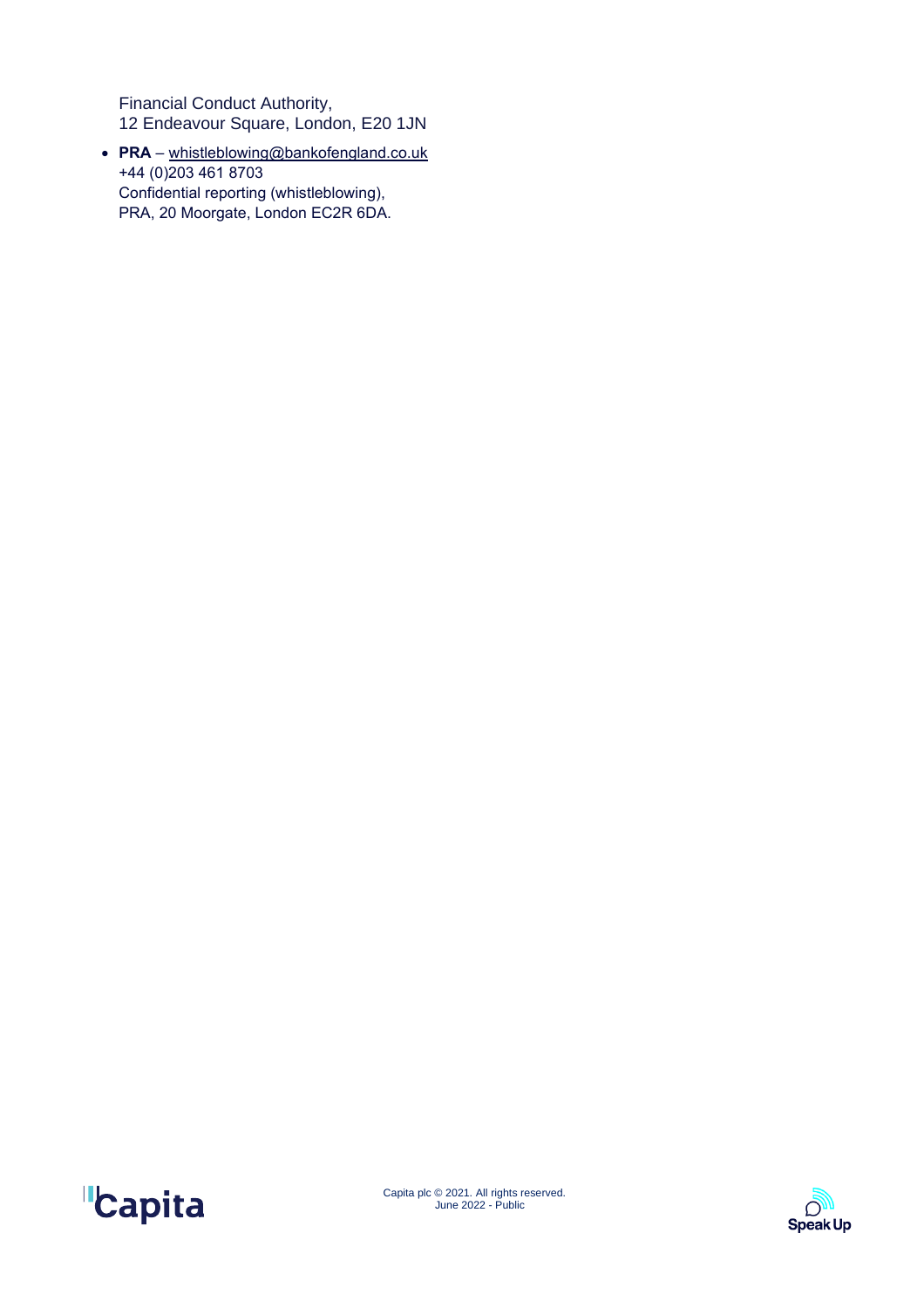Financial Conduct Authority,
12 Endeavour Square, London, E20 1JN

- **PRA** – whistleblowing@bankofengland.co.uk
  +44 (0)203 461 8703
  Confidential reporting (whistleblowing),
  PRA, 20 Moorgate, London EC2R 6DA.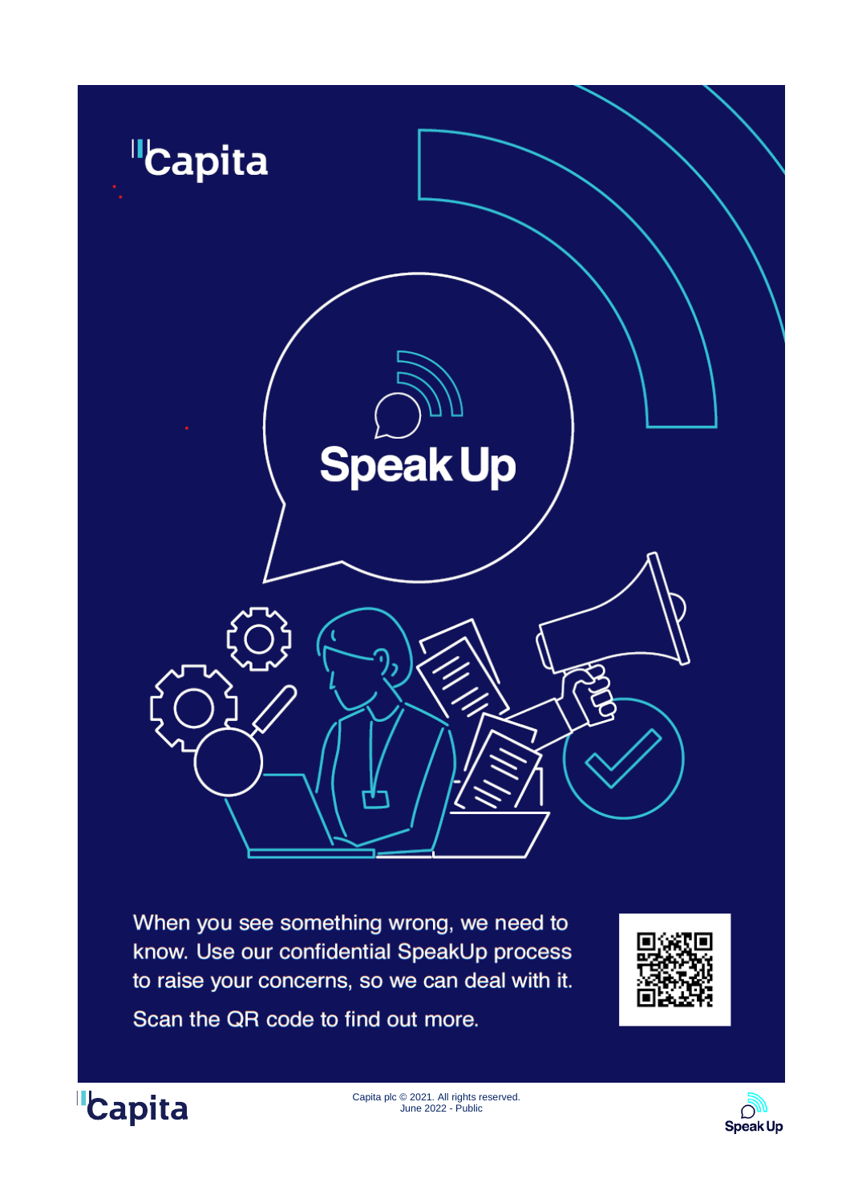Capita

# Speak Up

When you see something wrong, we need to know. Use our confidential SpeakUp process to raise your concerns, so we can deal with it.

Scan the QR code to find out more.

Capita plc © 2021. All rights reserved.
June 2022 - Public